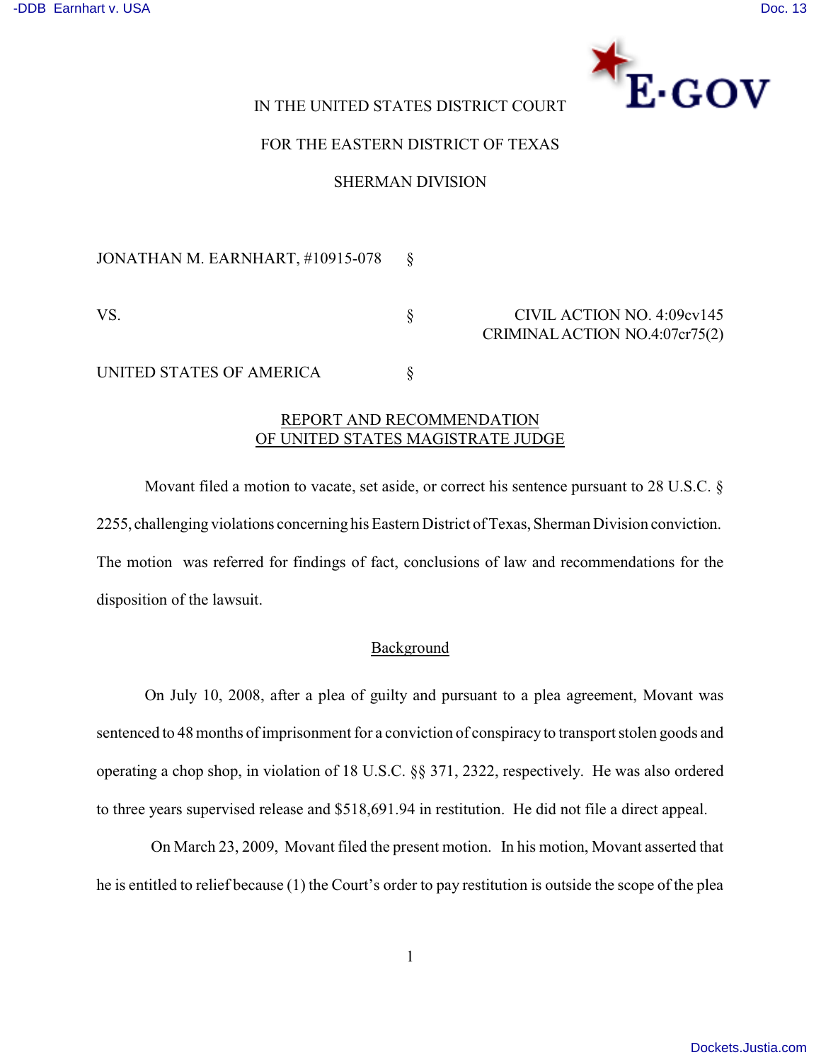IN THE UNITED STATES DISTRICT COURT

FOR THE EASTERN DISTRICT OF TEXAS

SHERMAN DIVISION

| | | |
|---|---|---|
| JONATHAN M. EARNHART, #10915-078 | § | |
| VS. | § | CIVIL ACTION NO. 4:09cv145<br>CRIMINAL ACTION NO.4:07cr75(2) |
| UNITED STATES OF AMERICA | § | |

## REPORT AND RECOMMENDATION OF UNITED STATES MAGISTRATE JUDGE

Movant filed a motion to vacate, set aside, or correct his sentence pursuant to 28 U.S.C. § 2255, challenging violations concerning his Eastern District of Texas, Sherman Division conviction. The motion was referred for findings of fact, conclusions of law and recommendations for the disposition of the lawsuit.

### Background

On July 10, 2008, after a plea of guilty and pursuant to a plea agreement, Movant was sentenced to 48 months of imprisonment for a conviction of conspiracy to transport stolen goods and operating a chop shop, in violation of 18 U.S.C. §§ 371, 2322, respectively. He was also ordered to three years supervised release and $518,691.94 in restitution. He did not file a direct appeal.

On March 23, 2009, Movant filed the present motion. In his motion, Movant asserted that he is entitled to relief because (1) the Court's order to pay restitution is outside the scope of the plea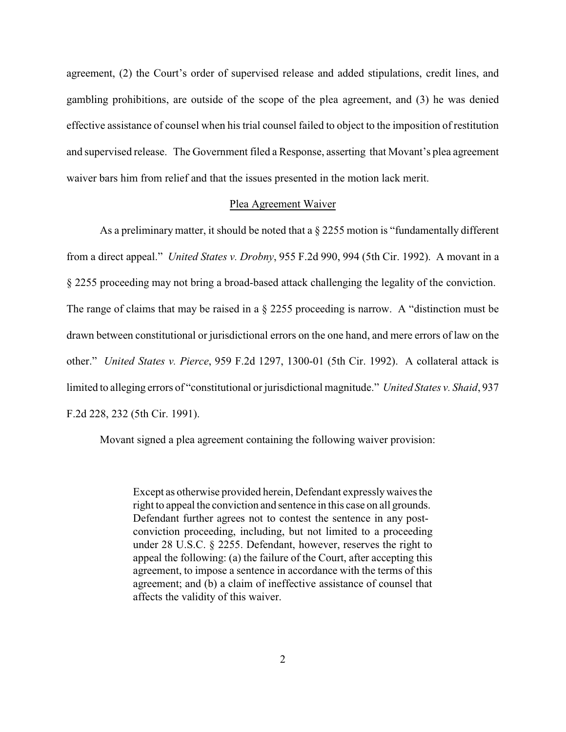agreement, (2) the Court's order of supervised release and added stipulations, credit lines, and gambling prohibitions, are outside of the scope of the plea agreement, and (3) he was denied effective assistance of counsel when his trial counsel failed to object to the imposition of restitution and supervised release. The Government filed a Response, asserting that Movant's plea agreement waiver bars him from relief and that the issues presented in the motion lack merit.

## Plea Agreement Waiver

As a preliminary matter, it should be noted that a § 2255 motion is "fundamentally different from a direct appeal." *United States v. Drobny*, 955 F.2d 990, 994 (5th Cir. 1992). A movant in a § 2255 proceeding may not bring a broad-based attack challenging the legality of the conviction. The range of claims that may be raised in a § 2255 proceeding is narrow. A "distinction must be drawn between constitutional or jurisdictional errors on the one hand, and mere errors of law on the other." *United States v. Pierce*, 959 F.2d 1297, 1300-01 (5th Cir. 1992). A collateral attack is limited to alleging errors of "constitutional or jurisdictional magnitude." *United States v. Shaid*, 937 F.2d 228, 232 (5th Cir. 1991).

Movant signed a plea agreement containing the following waiver provision:

> Except as otherwise provided herein, Defendant expressly waives the right to appeal the conviction and sentence in this case on all grounds. Defendant further agrees not to contest the sentence in any post-conviction proceeding, including, but not limited to a proceeding under 28 U.S.C. § 2255. Defendant, however, reserves the right to appeal the following: (a) the failure of the Court, after accepting this agreement, to impose a sentence in accordance with the terms of this agreement; and (b) a claim of ineffective assistance of counsel that affects the validity of this waiver.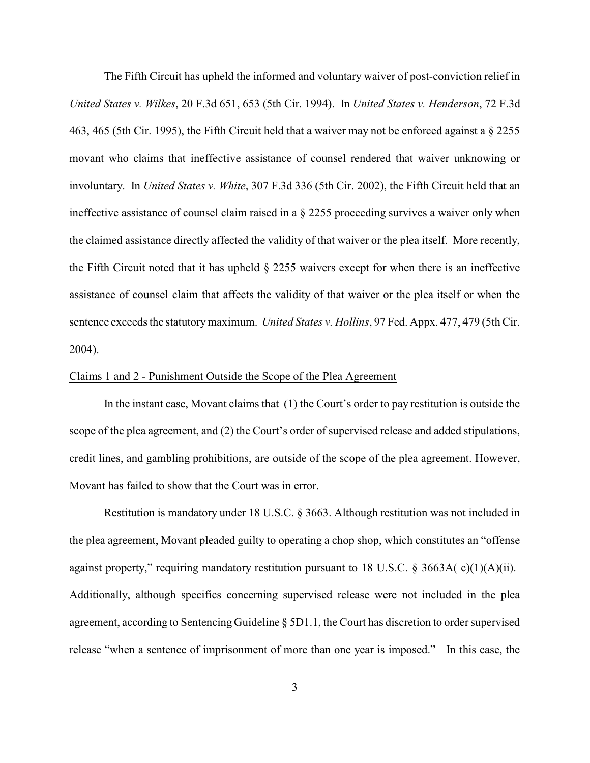The Fifth Circuit has upheld the informed and voluntary waiver of post-conviction relief in *United States v. Wilkes*, 20 F.3d 651, 653 (5th Cir. 1994). In *United States v. Henderson*, 72 F.3d 463, 465 (5th Cir. 1995), the Fifth Circuit held that a waiver may not be enforced against a § 2255 movant who claims that ineffective assistance of counsel rendered that waiver unknowing or involuntary. In *United States v. White*, 307 F.3d 336 (5th Cir. 2002), the Fifth Circuit held that an ineffective assistance of counsel claim raised in a § 2255 proceeding survives a waiver only when the claimed assistance directly affected the validity of that waiver or the plea itself. More recently, the Fifth Circuit noted that it has upheld § 2255 waivers except for when there is an ineffective assistance of counsel claim that affects the validity of that waiver or the plea itself or when the sentence exceeds the statutory maximum. *United States v. Hollins*, 97 Fed. Appx. 477, 479 (5th Cir. 2004).

<u>Claims 1 and 2 - Punishment Outside the Scope of the Plea Agreement</u>

In the instant case, Movant claims that (1) the Court's order to pay restitution is outside the scope of the plea agreement, and (2) the Court's order of supervised release and added stipulations, credit lines, and gambling prohibitions, are outside of the scope of the plea agreement. However, Movant has failed to show that the Court was in error.

Restitution is mandatory under 18 U.S.C. § 3663. Although restitution was not included in the plea agreement, Movant pleaded guilty to operating a chop shop, which constitutes an "offense against property," requiring mandatory restitution pursuant to 18 U.S.C. § 3663A( c)(1)(A)(ii). Additionally, although specifics concerning supervised release were not included in the plea agreement, according to Sentencing Guideline § 5D1.1, the Court has discretion to order supervised release "when a sentence of imprisonment of more than one year is imposed." In this case, the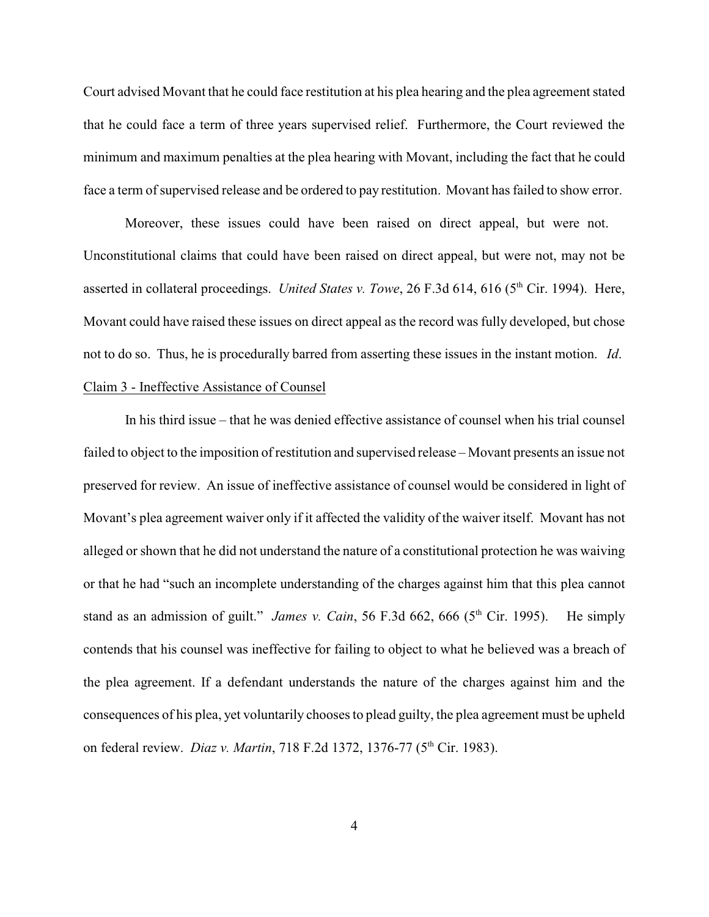Court advised Movant that he could face restitution at his plea hearing and the plea agreement stated that he could face a term of three years supervised relief. Furthermore, the Court reviewed the minimum and maximum penalties at the plea hearing with Movant, including the fact that he could face a term of supervised release and be ordered to pay restitution. Movant has failed to show error.

Moreover, these issues could have been raised on direct appeal, but were not. Unconstitutional claims that could have been raised on direct appeal, but were not, may not be asserted in collateral proceedings. *United States v. Towe*, 26 F.3d 614, 616 (5th Cir. 1994). Here, Movant could have raised these issues on direct appeal as the record was fully developed, but chose not to do so. Thus, he is procedurally barred from asserting these issues in the instant motion. *Id*.

Claim 3 - Ineffective Assistance of Counsel

In his third issue – that he was denied effective assistance of counsel when his trial counsel failed to object to the imposition of restitution and supervised release – Movant presents an issue not preserved for review. An issue of ineffective assistance of counsel would be considered in light of Movant's plea agreement waiver only if it affected the validity of the waiver itself. Movant has not alleged or shown that he did not understand the nature of a constitutional protection he was waiving or that he had "such an incomplete understanding of the charges against him that this plea cannot stand as an admission of guilt." *James v. Cain*, 56 F.3d 662, 666 (5th Cir. 1995). He simply contends that his counsel was ineffective for failing to object to what he believed was a breach of the plea agreement. If a defendant understands the nature of the charges against him and the consequences of his plea, yet voluntarily chooses to plead guilty, the plea agreement must be upheld on federal review. *Diaz v. Martin*, 718 F.2d 1372, 1376-77 (5th Cir. 1983).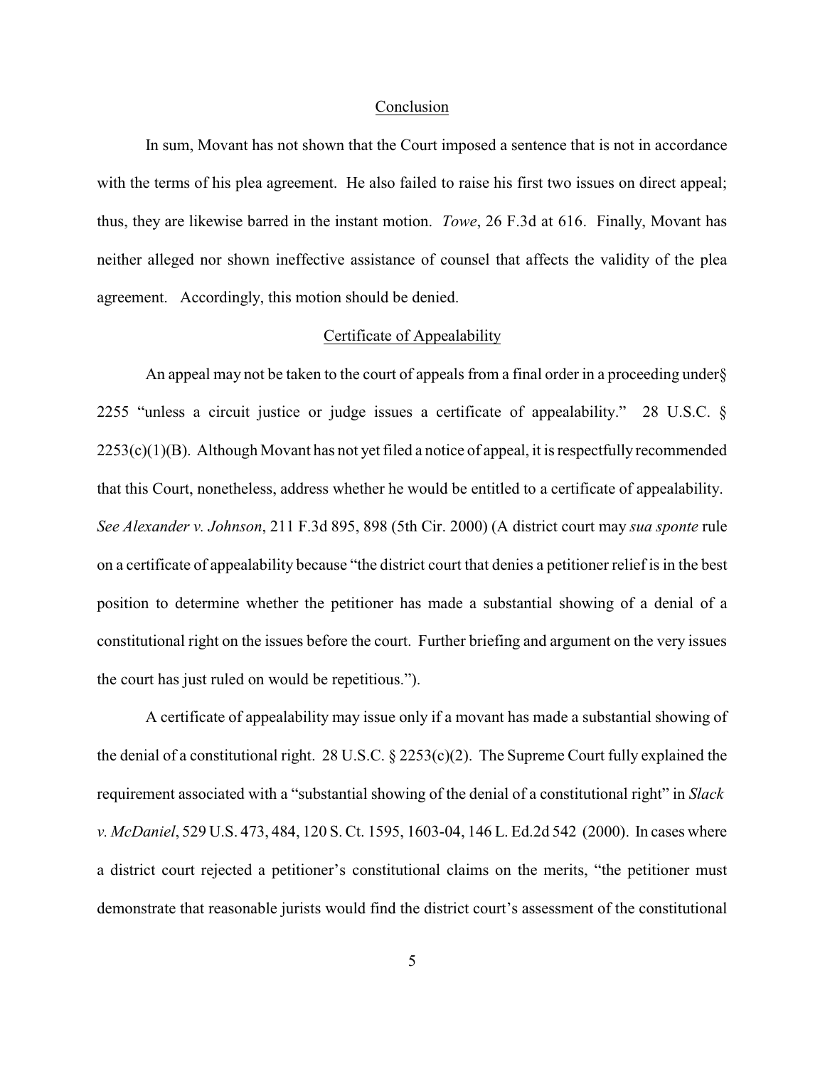## Conclusion

In sum, Movant has not shown that the Court imposed a sentence that is not in accordance with the terms of his plea agreement. He also failed to raise his first two issues on direct appeal; thus, they are likewise barred in the instant motion. *Towe*, 26 F.3d at 616. Finally, Movant has neither alleged nor shown ineffective assistance of counsel that affects the validity of the plea agreement. Accordingly, this motion should be denied.

## Certificate of Appealability

An appeal may not be taken to the court of appeals from a final order in a proceeding under§ 2255 "unless a circuit justice or judge issues a certificate of appealability." 28 U.S.C. § 2253(c)(1)(B). Although Movant has not yet filed a notice of appeal, it is respectfully recommended that this Court, nonetheless, address whether he would be entitled to a certificate of appealability. *See Alexander v. Johnson*, 211 F.3d 895, 898 (5th Cir. 2000) (A district court may *sua sponte* rule on a certificate of appealability because "the district court that denies a petitioner relief is in the best position to determine whether the petitioner has made a substantial showing of a denial of a constitutional right on the issues before the court. Further briefing and argument on the very issues the court has just ruled on would be repetitious.").

A certificate of appealability may issue only if a movant has made a substantial showing of the denial of a constitutional right. 28 U.S.C. § 2253(c)(2). The Supreme Court fully explained the requirement associated with a "substantial showing of the denial of a constitutional right" in *Slack v. McDaniel*, 529 U.S. 473, 484, 120 S. Ct. 1595, 1603-04, 146 L. Ed.2d 542 (2000). In cases where a district court rejected a petitioner's constitutional claims on the merits, "the petitioner must demonstrate that reasonable jurists would find the district court's assessment of the constitutional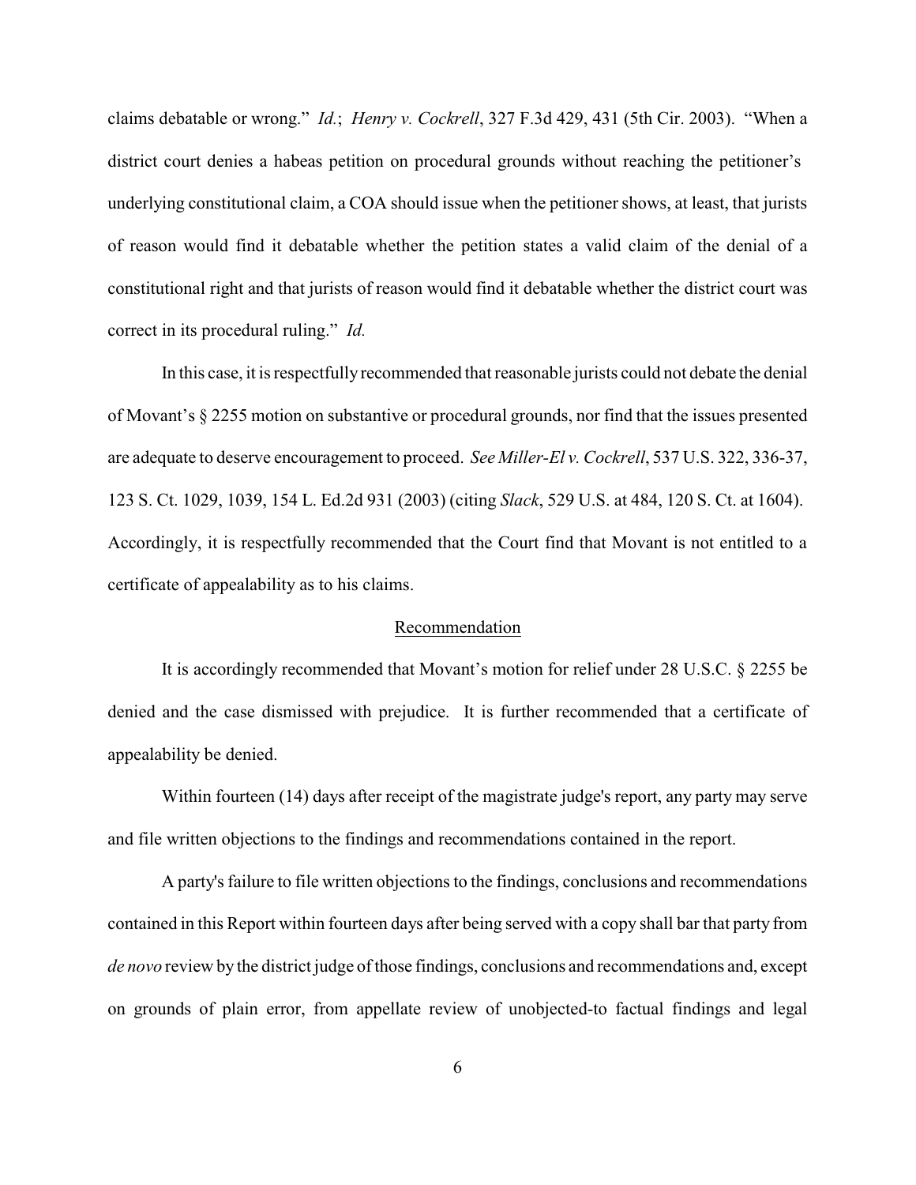claims debatable or wrong." *Id.*; *Henry v. Cockrell*, 327 F.3d 429, 431 (5th Cir. 2003). "When a district court denies a habeas petition on procedural grounds without reaching the petitioner's underlying constitutional claim, a COA should issue when the petitioner shows, at least, that jurists of reason would find it debatable whether the petition states a valid claim of the denial of a constitutional right and that jurists of reason would find it debatable whether the district court was correct in its procedural ruling." *Id.*

In this case, it is respectfully recommended that reasonable jurists could not debate the denial of Movant's § 2255 motion on substantive or procedural grounds, nor find that the issues presented are adequate to deserve encouragement to proceed. *See Miller-El v. Cockrell*, 537 U.S. 322, 336-37, 123 S. Ct. 1029, 1039, 154 L. Ed.2d 931 (2003) (citing *Slack*, 529 U.S. at 484, 120 S. Ct. at 1604). Accordingly, it is respectfully recommended that the Court find that Movant is not entitled to a certificate of appealability as to his claims.

<u>Recommendation</u>

It is accordingly recommended that Movant's motion for relief under 28 U.S.C. § 2255 be denied and the case dismissed with prejudice. It is further recommended that a certificate of appealability be denied.

Within fourteen (14) days after receipt of the magistrate judge's report, any party may serve and file written objections to the findings and recommendations contained in the report.

A party's failure to file written objections to the findings, conclusions and recommendations contained in this Report within fourteen days after being served with a copy shall bar that party from *de novo* review by the district judge of those findings, conclusions and recommendations and, except on grounds of plain error, from appellate review of unobjected-to factual findings and legal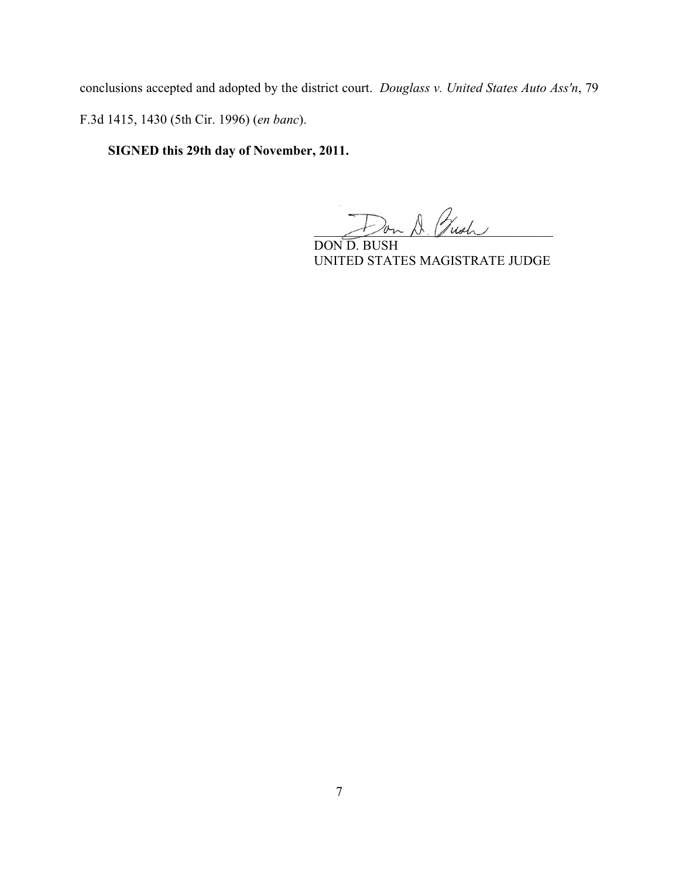conclusions accepted and adopted by the district court. *Douglass v. United States Auto Ass'n*, 79 F.3d 1415, 1430 (5th Cir. 1996) (*en banc*).

**SIGNED this 29th day of November, 2011.**

DON D. BUSH
UNITED STATES MAGISTRATE JUDGE